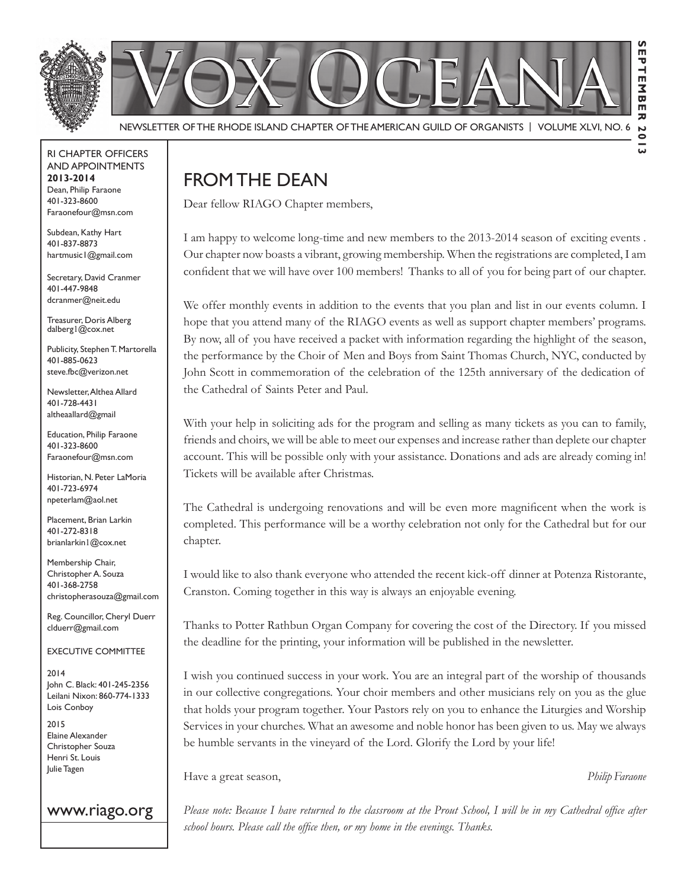# VOX OCEANA

NEWSLETTER OF THE RHODE ISLAND CHAPTER OF THE AMERICAN GUILD OF ORGANISTS | VOLUME XLVI, NO. 6

SEPTEMBER 2013

RI CHAPTER OFFICERS AND APPOINTMENTS
**2013-2014**

Dean, Philip Faraone
401-323-8600
Faraonefour@msn.com

Subdean, Kathy Hart
401-837-8873
hartmusic1@gmail.com

Secretary, David Cranmer
401-447-9848
dcranmer@neit.edu

Treasurer, Doris Alberg
dalberg1@cox.net

Publicity, Stephen T. Martorella
401-885-0623
steve.fbc@verizon.net

Newsletter, Althea Allard
401-728-4431
altheaallard@gmail

Education, Philip Faraone
401-323-8600
Faraonefour@msn.com

Historian, N. Peter LaMoria
401-723-6974
npeterlam@aol.net

Placement, Brian Larkin
401-272-8318
brianlarkin1@cox.net

Membership Chair,
Christopher A. Souza
401-368-2758
christopherasouza@gmail.com

Reg. Councillor, Cheryl Duerr
clduerr@gmail.com

EXECUTIVE COMMITTEE

2014
John C. Black: 401-245-2356
Leilani Nixon: 860-774-1333
Lois Conboy

2015
Elaine Alexander
Christopher Souza
Henri St. Louis
Julie Tagen

www.riago.org

## FROM THE DEAN

Dear fellow RIAGO Chapter members,

I am happy to welcome long-time and new members to the 2013-2014 season of exciting events . Our chapter now boasts a vibrant, growing membership. When the registrations are completed, I am confident that we will have over 100 members! Thanks to all of you for being part of our chapter.

We offer monthly events in addition to the events that you plan and list in our events column. I hope that you attend many of the RIAGO events as well as support chapter members' programs. By now, all of you have received a packet with information regarding the highlight of the season, the performance by the Choir of Men and Boys from Saint Thomas Church, NYC, conducted by John Scott in commemoration of the celebration of the 125th anniversary of the dedication of the Cathedral of Saints Peter and Paul.

With your help in soliciting ads for the program and selling as many tickets as you can to family, friends and choirs, we will be able to meet our expenses and increase rather than deplete our chapter account. This will be possible only with your assistance. Donations and ads are already coming in! Tickets will be available after Christmas.

The Cathedral is undergoing renovations and will be even more magnificent when the work is completed. This performance will be a worthy celebration not only for the Cathedral but for our chapter.

I would like to also thank everyone who attended the recent kick-off dinner at Potenza Ristorante, Cranston. Coming together in this way is always an enjoyable evening.

Thanks to Potter Rathbun Organ Company for covering the cost of the Directory. If you missed the deadline for the printing, your information will be published in the newsletter.

I wish you continued success in your work. You are an integral part of the worship of thousands in our collective congregations. Your choir members and other musicians rely on you as the glue that holds your program together. Your Pastors rely on you to enhance the Liturgies and Worship Services in your churches. What an awesome and noble honor has been given to us. May we always be humble servants in the vineyard of the Lord. Glorify the Lord by your life!

Have a great season,

*Philip Faraone*

*Please note: Because I have returned to the classroom at the Prout School, I will be in my Cathedral office after school hours. Please call the office then, or my home in the evenings. Thanks.*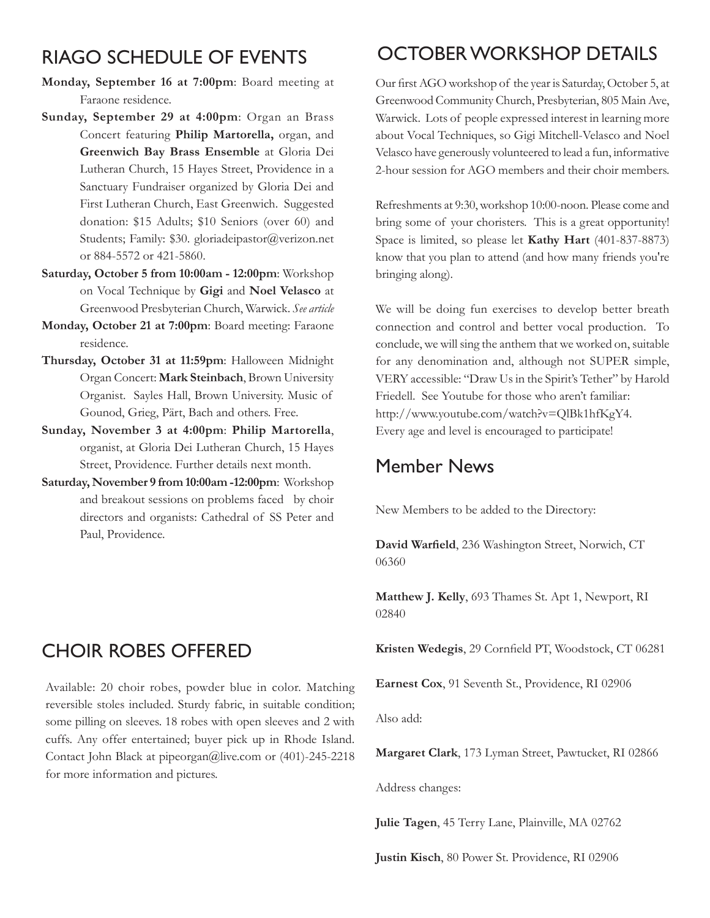## RIAGO SCHEDULE OF EVENTS

**Monday, September 16 at 7:00pm**: Board meeting at Faraone residence.

**Sunday, September 29 at 4:00pm**: Organ an Brass Concert featuring **Philip Martorella,** organ, and **Greenwich Bay Brass Ensemble** at Gloria Dei Lutheran Church, 15 Hayes Street, Providence in a Sanctuary Fundraiser organized by Gloria Dei and First Lutheran Church, East Greenwich. Suggested donation: $15 Adults; $10 Seniors (over 60) and Students; Family: $30. gloriadeipastor@verizon.net or 884-5572 or 421-5860.

**Saturday, October 5 from 10:00am - 12:00pm**: Workshop on Vocal Technique by **Gigi** and **Noel Velasco** at Greenwood Presbyterian Church, Warwick. *See article*

**Monday, October 21 at 7:00pm**: Board meeting: Faraone residence.

**Thursday, October 31 at 11:59pm**: Halloween Midnight Organ Concert: **Mark Steinbach**, Brown University Organist. Sayles Hall, Brown University. Music of Gounod, Grieg, Pärt, Bach and others. Free.

**Sunday, November 3 at 4:00pm**: **Philip Martorella**, organist, at Gloria Dei Lutheran Church, 15 Hayes Street, Providence. Further details next month.

**Saturday, November 9 from 10:00am -12:00pm**: Workshop and breakout sessions on problems faced by choir directors and organists: Cathedral of SS Peter and Paul, Providence.

## CHOIR ROBES OFFERED

Available: 20 choir robes, powder blue in color. Matching reversible stoles included. Sturdy fabric, in suitable condition; some pilling on sleeves. 18 robes with open sleeves and 2 with cuffs. Any offer entertained; buyer pick up in Rhode Island. Contact John Black at pipeorgan@live.com or (401)-245-2218 for more information and pictures.

## OCTOBER WORKSHOP DETAILS

Our first AGO workshop of the year is Saturday, October 5, at Greenwood Community Church, Presbyterian, 805 Main Ave, Warwick. Lots of people expressed interest in learning more about Vocal Techniques, so Gigi Mitchell-Velasco and Noel Velasco have generously volunteered to lead a fun, informative 2-hour session for AGO members and their choir members.

Refreshments at 9:30, workshop 10:00-noon. Please come and bring some of your choristers. This is a great opportunity! Space is limited, so please let **Kathy Hart** (401-837-8873) know that you plan to attend (and how many friends you're bringing along).

We will be doing fun exercises to develop better breath connection and control and better vocal production. To conclude, we will sing the anthem that we worked on, suitable for any denomination and, although not SUPER simple, VERY accessible: "Draw Us in the Spirit's Tether" by Harold Friedell. See Youtube for those who aren't familiar: http://www.youtube.com/watch?v=QlBk1hfKgY4. Every age and level is encouraged to participate!

## Member News

New Members to be added to the Directory:

**David Warfield**, 236 Washington Street, Norwich, CT 06360

**Matthew J. Kelly**, 693 Thames St. Apt 1, Newport, RI 02840

**Kristen Wedegis**, 29 Cornfield PT, Woodstock, CT 06281

**Earnest Cox**, 91 Seventh St., Providence, RI 02906

Also add:

**Margaret Clark**, 173 Lyman Street, Pawtucket, RI 02866

Address changes:

**Julie Tagen**, 45 Terry Lane, Plainville, MA 02762

**Justin Kisch**, 80 Power St. Providence, RI 02906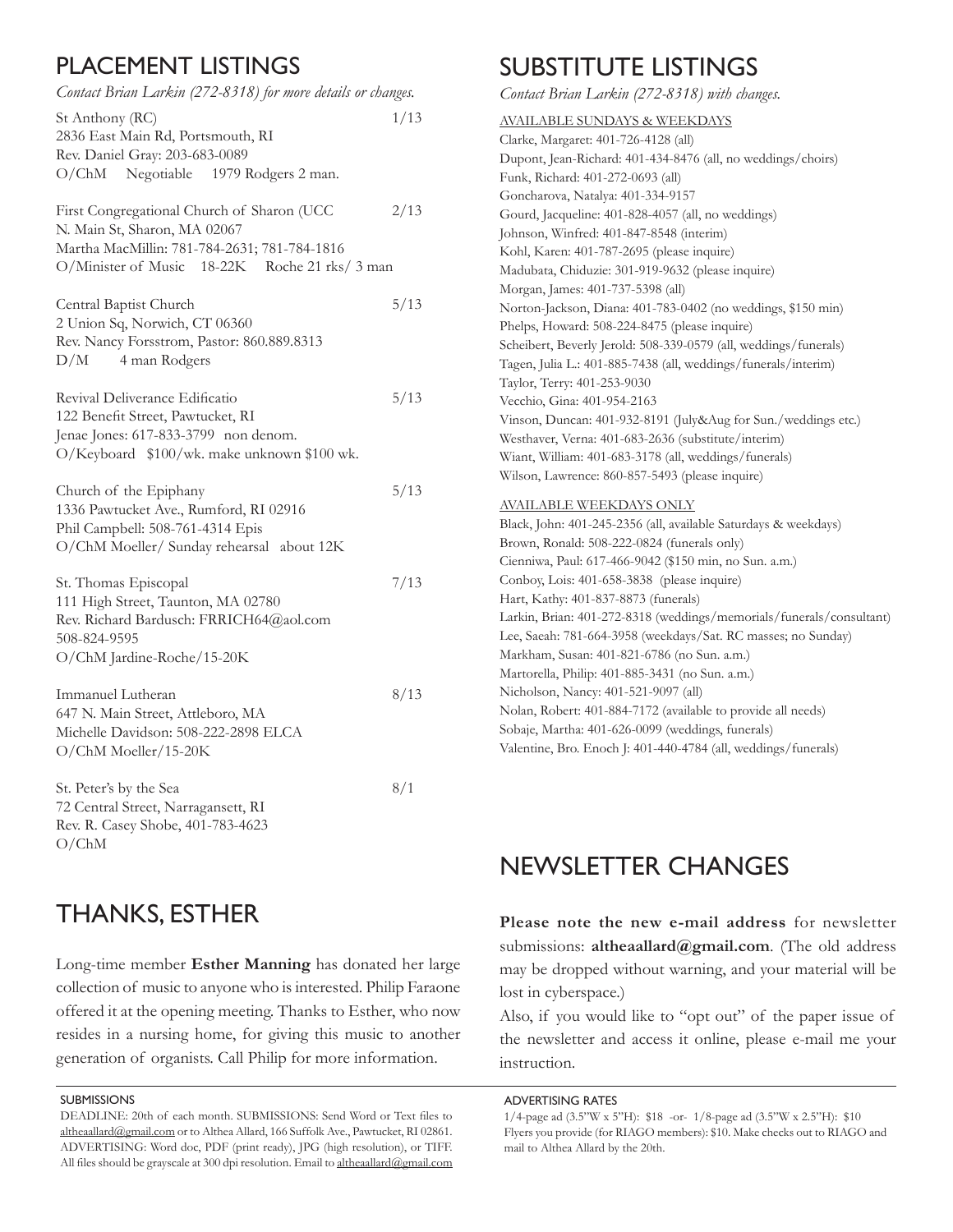## PLACEMENT LISTINGS

*Contact Brian Larkin (272-8318) for more details or changes.*

St Anthony (RC) 1/13
2836 East Main Rd, Portsmouth, RI
Rev. Daniel Gray: 203-683-0089
O/ChM Negotiable 1979 Rodgers 2 man.

First Congregational Church of Sharon (UCC 2/13
N. Main St, Sharon, MA 02067
Martha MacMillin: 781-784-2631; 781-784-1816
O/Minister of Music 18-22K Roche 21 rks/ 3 man

Central Baptist Church 5/13
2 Union Sq, Norwich, CT 06360
Rev. Nancy Forsstrom, Pastor: 860.889.8313
D/M 4 man Rodgers

Revival Deliverance Edificatio 5/13
122 Benefit Street, Pawtucket, RI
Jenae Jones: 617-833-3799 non denom.
O/Keyboard $100/wk. make unknown $100 wk.

Church of the Epiphany 5/13
1336 Pawtucket Ave., Rumford, RI 02916
Phil Campbell: 508-761-4314 Epis
O/ChM Moeller/ Sunday rehearsal about 12K

St. Thomas Episcopal 7/13
111 High Street, Taunton, MA 02780
Rev. Richard Bardusch: FRRICH64@aol.com
508-824-9595
O/ChM Jardine-Roche/15-20K

Immanuel Lutheran 8/13
647 N. Main Street, Attleboro, MA
Michelle Davidson: 508-222-2898 ELCA
O/ChM Moeller/15-20K

St. Peter's by the Sea 8/1
72 Central Street, Narragansett, RI
Rev. R. Casey Shobe, 401-783-4623
O/ChM

## THANKS, ESTHER

Long-time member **Esther Manning** has donated her large collection of music to anyone who is interested. Philip Faraone offered it at the opening meeting. Thanks to Esther, who now resides in a nursing home, for giving this music to another generation of organists. Call Philip for more information.

## SUBSTITUTE LISTINGS

*Contact Brian Larkin (272-8318) with changes.*

AVAILABLE SUNDAYS & WEEKDAYS

Clarke, Margaret: 401-726-4128 (all)
Dupont, Jean-Richard: 401-434-8476 (all, no weddings/choirs)
Funk, Richard: 401-272-0693 (all)
Goncharova, Natalya: 401-334-9157
Gourd, Jacqueline: 401-828-4057 (all, no weddings)
Johnson, Winfred: 401-847-8548 (interim)
Kohl, Karen: 401-787-2695 (please inquire)
Madubata, Chiduzie: 301-919-9632 (please inquire)
Morgan, James: 401-737-5398 (all)
Norton-Jackson, Diana: 401-783-0402 (no weddings, $150 min)
Phelps, Howard: 508-224-8475 (please inquire)
Scheibert, Beverly Jerold: 508-339-0579 (all, weddings/funerals)
Tagen, Julia L.: 401-885-7438 (all, weddings/funerals/interim)
Taylor, Terry: 401-253-9030
Vecchio, Gina: 401-954-2163
Vinson, Duncan: 401-932-8191 (July&Aug for Sun./weddings etc.)
Westhaver, Verna: 401-683-2636 (substitute/interim)
Wiant, William: 401-683-3178 (all, weddings/funerals)
Wilson, Lawrence: 860-857-5493 (please inquire)

AVAILABLE WEEKDAYS ONLY

Black, John: 401-245-2356 (all, available Saturdays & weekdays)
Brown, Ronald: 508-222-0824 (funerals only)
Cienniwa, Paul: 617-466-9042 ($150 min, no Sun. a.m.)
Conboy, Lois: 401-658-3838 (please inquire)
Hart, Kathy: 401-837-8873 (funerals)
Larkin, Brian: 401-272-8318 (weddings/memorials/funerals/consultant)
Lee, Saeah: 781-664-3958 (weekdays/Sat. RC masses; no Sunday)
Markham, Susan: 401-821-6786 (no Sun. a.m.)
Martorella, Philip: 401-885-3431 (no Sun. a.m.)
Nicholson, Nancy: 401-521-9097 (all)
Nolan, Robert: 401-884-7172 (available to provide all needs)
Sobaje, Martha: 401-626-0099 (weddings, funerals)
Valentine, Bro. Enoch J: 401-440-4784 (all, weddings/funerals)

## NEWSLETTER CHANGES

**Please note the new e-mail address** for newsletter submissions: **altheaallard@gmail.com**. (The old address may be dropped without warning, and your material will be lost in cyberspace.)

Also, if you would like to "opt out" of the paper issue of the newsletter and access it online, please e-mail me your instruction.

SUBMISSIONS

DEADLINE: 20th of each month. SUBMISSIONS: Send Word or Text files to altheaallard@gmail.com or to Althea Allard, 166 Suffolk Ave., Pawtucket, RI 02861. ADVERTISING: Word doc, PDF (print ready), JPG (high resolution), or TIFF. All files should be grayscale at 300 dpi resolution. Email to altheaallard@gmail.com

ADVERTISING RATES

1/4-page ad (3.5"W x 5"H): $18 -or- 1/8-page ad (3.5"W x 2.5"H): $10
Flyers you provide (for RIAGO members): $10. Make checks out to RIAGO and mail to Althea Allard by the 20th.